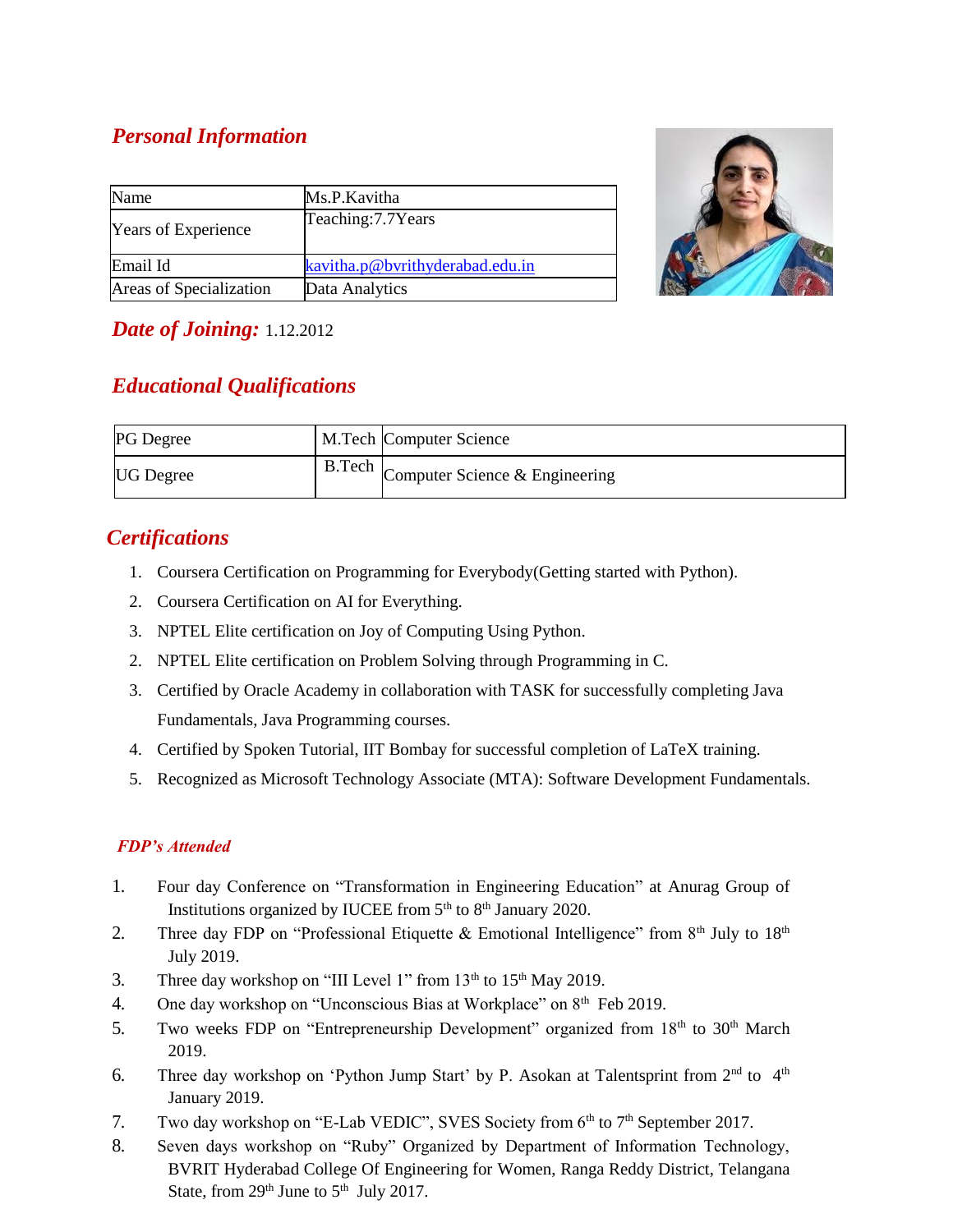## *Personal Information*

| Name | Ms.P.Kavitha |
|---|---|
| Years of Experience | Teaching:7.7Years |
| Email Id | kavitha.p@bvrithyderabad.edu.in |
| Areas of Specialization | Data Analytics |

***Date of Joining:*** 1.12.2012

## *Educational Qualifications*

| PG Degree | M.Tech | Computer Science |
|---|---|---|
| UG Degree | B.Tech | Computer Science & Engineering |

## *Certifications*

1. Coursera Certification on Programming for Everybody(Getting started with Python).
2. Coursera Certification on AI for Everything.
3. NPTEL Elite certification on Joy of Computing Using Python.
2. NPTEL Elite certification on Problem Solving through Programming in C.
3. Certified by Oracle Academy in collaboration with TASK for successfully completing Java Fundamentals, Java Programming courses.
4. Certified by Spoken Tutorial, IIT Bombay for successful completion of LaTeX training.
5. Recognized as Microsoft Technology Associate (MTA): Software Development Fundamentals.

### *FDP's Attended*

1. Four day Conference on "Transformation in Engineering Education" at Anurag Group of Institutions organized by IUCEE from 5th to 8th January 2020.
2. Three day FDP on "Professional Etiquette & Emotional Intelligence" from 8th July to 18th July 2019.
3. Three day workshop on "III Level 1" from 13th to 15th May 2019.
4. One day workshop on "Unconscious Bias at Workplace" on 8th Feb 2019.
5. Two weeks FDP on "Entrepreneurship Development" organized from 18th to 30th March 2019.
6. Three day workshop on 'Python Jump Start' by P. Asokan at Talentsprint from 2nd to 4th January 2019.
7. Two day workshop on "E-Lab VEDIC", SVES Society from 6th to 7th September 2017.
8. Seven days workshop on "Ruby" Organized by Department of Information Technology, BVRIT Hyderabad College Of Engineering for Women, Ranga Reddy District, Telangana State, from 29th June to 5th July 2017.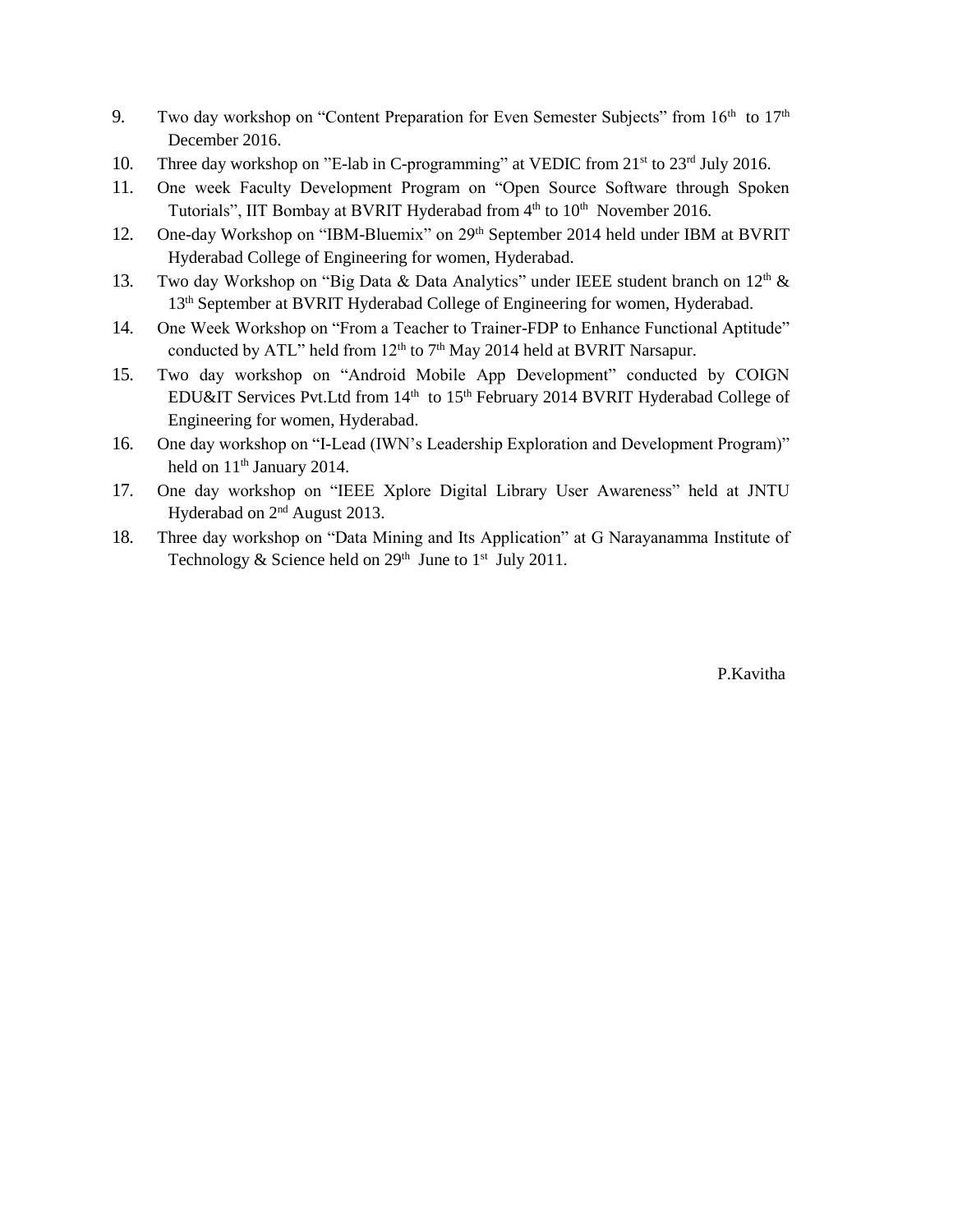9. Two day workshop on "Content Preparation for Even Semester Subjects" from 16th to 17th December 2016.
10. Three day workshop on "E-lab in C-programming" at VEDIC from 21st to 23rd July 2016.
11. One week Faculty Development Program on "Open Source Software through Spoken Tutorials", IIT Bombay at BVRIT Hyderabad from 4th to 10th November 2016.
12. One-day Workshop on "IBM-Bluemix" on 29th September 2014 held under IBM at BVRIT Hyderabad College of Engineering for women, Hyderabad.
13. Two day Workshop on "Big Data & Data Analytics" under IEEE student branch on 12th & 13th September at BVRIT Hyderabad College of Engineering for women, Hyderabad.
14. One Week Workshop on "From a Teacher to Trainer-FDP to Enhance Functional Aptitude" conducted by ATL" held from 12th to 7th May 2014 held at BVRIT Narsapur.
15. Two day workshop on "Android Mobile App Development" conducted by COIGN EDU&IT Services Pvt.Ltd from 14th to 15th February 2014 BVRIT Hyderabad College of Engineering for women, Hyderabad.
16. One day workshop on "I-Lead (IWN's Leadership Exploration and Development Program)" held on 11th January 2014.
17. One day workshop on "IEEE Xplore Digital Library User Awareness" held at JNTU Hyderabad on 2nd August 2013.
18. Three day workshop on "Data Mining and Its Application" at G Narayanamma Institute of Technology & Science held on 29th June to 1st July 2011.

P.Kavitha